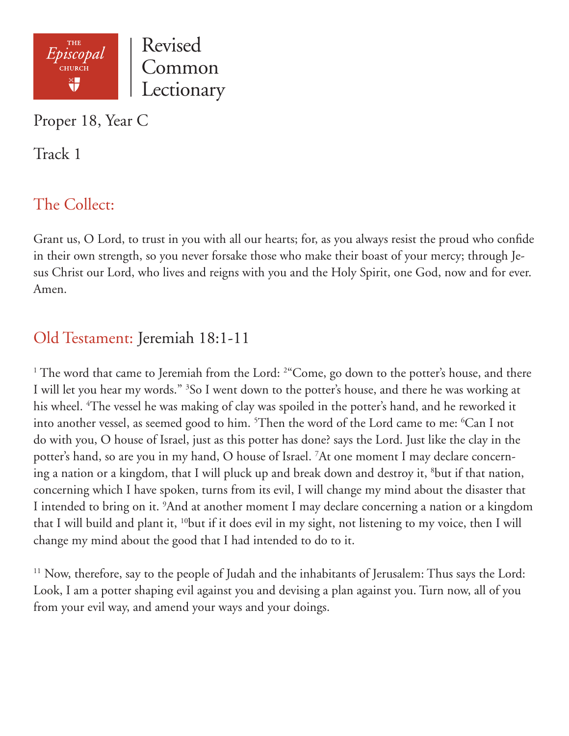THE *Episcopal* CHURCH

# Revised Common Lectionary

Proper 18, Year C

Track 1

## The Collect:

Grant us, O Lord, to trust in you with all our hearts; for, as you always resist the proud who confide in their own strength, so you never forsake those who make their boast of your mercy; through Jesus Christ our Lord, who lives and reigns with you and the Holy Spirit, one God, now and for ever. Amen.

## Old Testament: Jeremiah 18:1-11

[1] The word that came to Jeremiah from the Lord: [2]"Come, go down to the potter's house, and there I will let you hear my words." [3]So I went down to the potter's house, and there he was working at his wheel. [4]The vessel he was making of clay was spoiled in the potter's hand, and he reworked it into another vessel, as seemed good to him. [5]Then the word of the Lord came to me: [6]Can I not do with you, O house of Israel, just as this potter has done? says the Lord. Just like the clay in the potter's hand, so are you in my hand, O house of Israel. [7]At one moment I may declare concerning a nation or a kingdom, that I will pluck up and break down and destroy it, [8]but if that nation, concerning which I have spoken, turns from its evil, I will change my mind about the disaster that I intended to bring on it. [9]And at another moment I may declare concerning a nation or a kingdom that I will build and plant it, [10]but if it does evil in my sight, not listening to my voice, then I will change my mind about the good that I had intended to do to it.

[11] Now, therefore, say to the people of Judah and the inhabitants of Jerusalem: Thus says the Lord: Look, I am a potter shaping evil against you and devising a plan against you. Turn now, all of you from your evil way, and amend your ways and your doings.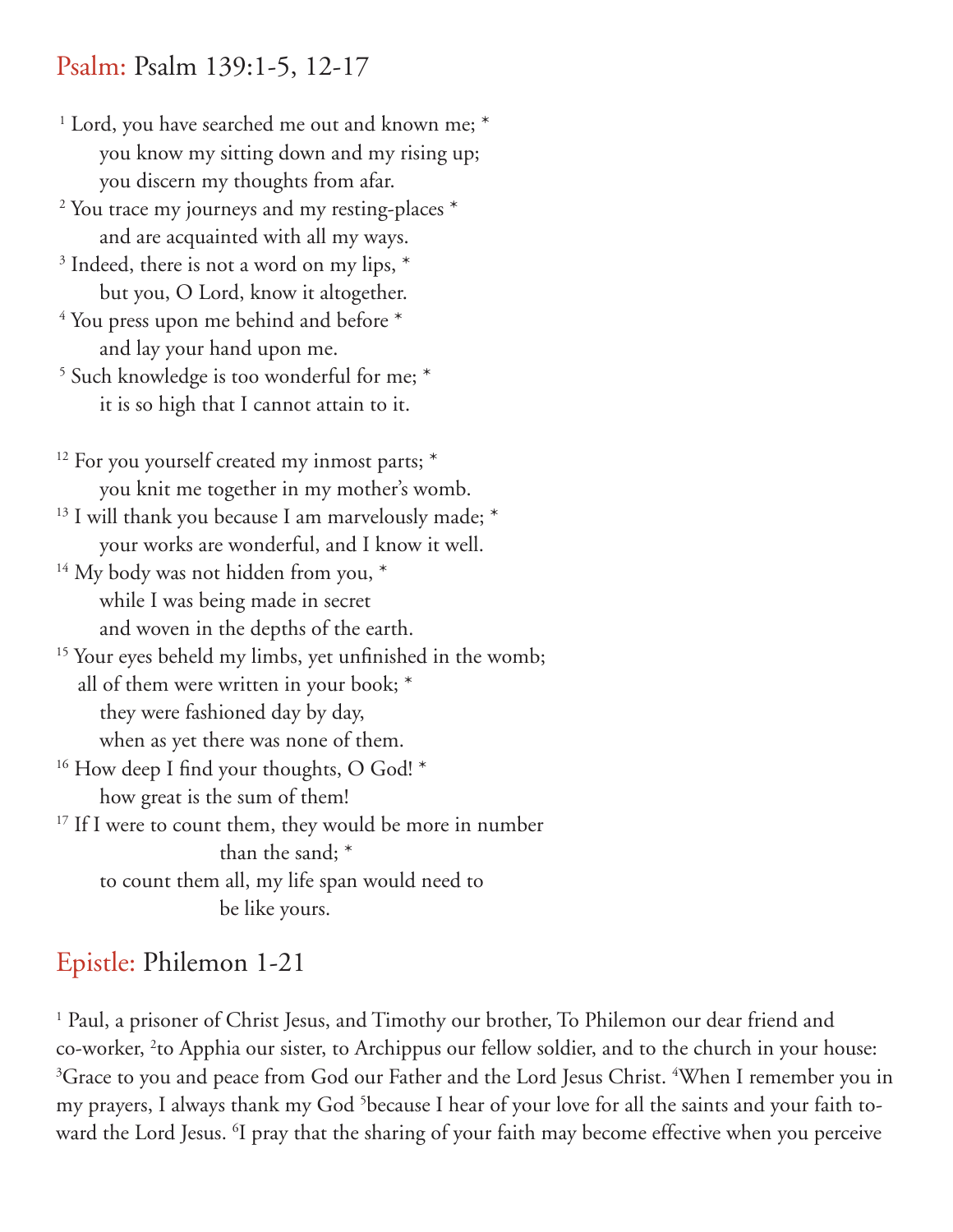## Psalm: Psalm 139:1-5, 12-17

[1] Lord, you have searched me out and known me; *
you know my sitting down and my rising up;
you discern my thoughts from afar.
[2] You trace my journeys and my resting-places *
and are acquainted with all my ways.
[3] Indeed, there is not a word on my lips, *
but you, O Lord, know it altogether.
[4] You press upon me behind and before *
and lay your hand upon me.
[5] Such knowledge is too wonderful for me; *
it is so high that I cannot attain to it.

[12] For you yourself created my inmost parts; *
you knit me together in my mother's womb.
[13] I will thank you because I am marvelously made; *
your works are wonderful, and I know it well.
[14] My body was not hidden from you, *
while I was being made in secret
and woven in the depths of the earth.
[15] Your eyes beheld my limbs, yet unfinished in the womb;
all of them were written in your book; *
they were fashioned day by day,
when as yet there was none of them.
[16] How deep I find your thoughts, O God! *
how great is the sum of them!
[17] If I were to count them, they would be more in number
than the sand; *
to count them all, my life span would need to
be like yours.

## Epistle: Philemon 1-21

[1] Paul, a prisoner of Christ Jesus, and Timothy our brother, To Philemon our dear friend and co-worker, [2]to Apphia our sister, to Archippus our fellow soldier, and to the church in your house: [3]Grace to you and peace from God our Father and the Lord Jesus Christ. [4]When I remember you in my prayers, I always thank my God [5]because I hear of your love for all the saints and your faith toward the Lord Jesus. [6]I pray that the sharing of your faith may become effective when you perceive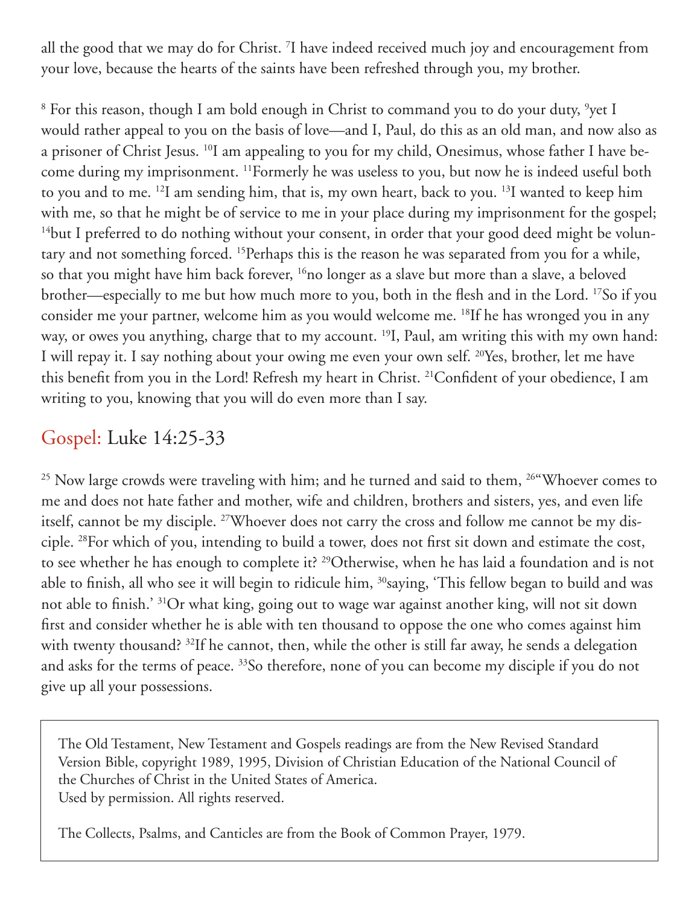all the good that we may do for Christ. [7]I have indeed received much joy and encouragement from your love, because the hearts of the saints have been refreshed through you, my brother.

[8] For this reason, though I am bold enough in Christ to command you to do your duty, [9]yet I would rather appeal to you on the basis of love—and I, Paul, do this as an old man, and now also as a prisoner of Christ Jesus. [10]I am appealing to you for my child, Onesimus, whose father I have become during my imprisonment. [11]Formerly he was useless to you, but now he is indeed useful both to you and to me. [12]I am sending him, that is, my own heart, back to you. [13]I wanted to keep him with me, so that he might be of service to me in your place during my imprisonment for the gospel; [14]but I preferred to do nothing without your consent, in order that your good deed might be voluntary and not something forced. [15]Perhaps this is the reason he was separated from you for a while, so that you might have him back forever, [16]no longer as a slave but more than a slave, a beloved brother—especially to me but how much more to you, both in the flesh and in the Lord. [17]So if you consider me your partner, welcome him as you would welcome me. [18]If he has wronged you in any way, or owes you anything, charge that to my account. [19]I, Paul, am writing this with my own hand: I will repay it. I say nothing about your owing me even your own self. [20]Yes, brother, let me have this benefit from you in the Lord! Refresh my heart in Christ. [21]Confident of your obedience, I am writing to you, knowing that you will do even more than I say.

## Gospel: Luke 14:25-33

[25] Now large crowds were traveling with him; and he turned and said to them, [26]"Whoever comes to me and does not hate father and mother, wife and children, brothers and sisters, yes, and even life itself, cannot be my disciple. [27]Whoever does not carry the cross and follow me cannot be my disciple. [28]For which of you, intending to build a tower, does not first sit down and estimate the cost, to see whether he has enough to complete it? [29]Otherwise, when he has laid a foundation and is not able to finish, all who see it will begin to ridicule him, [30]saying, 'This fellow began to build and was not able to finish.' [31]Or what king, going out to wage war against another king, will not sit down first and consider whether he is able with ten thousand to oppose the one who comes against him with twenty thousand? [32]If he cannot, then, while the other is still far away, he sends a delegation and asks for the terms of peace. [33]So therefore, none of you can become my disciple if you do not give up all your possessions.

The Old Testament, New Testament and Gospels readings are from the New Revised Standard Version Bible, copyright 1989, 1995, Division of Christian Education of the National Council of the Churches of Christ in the United States of America.
Used by permission. All rights reserved.

The Collects, Psalms, and Canticles are from the Book of Common Prayer, 1979.